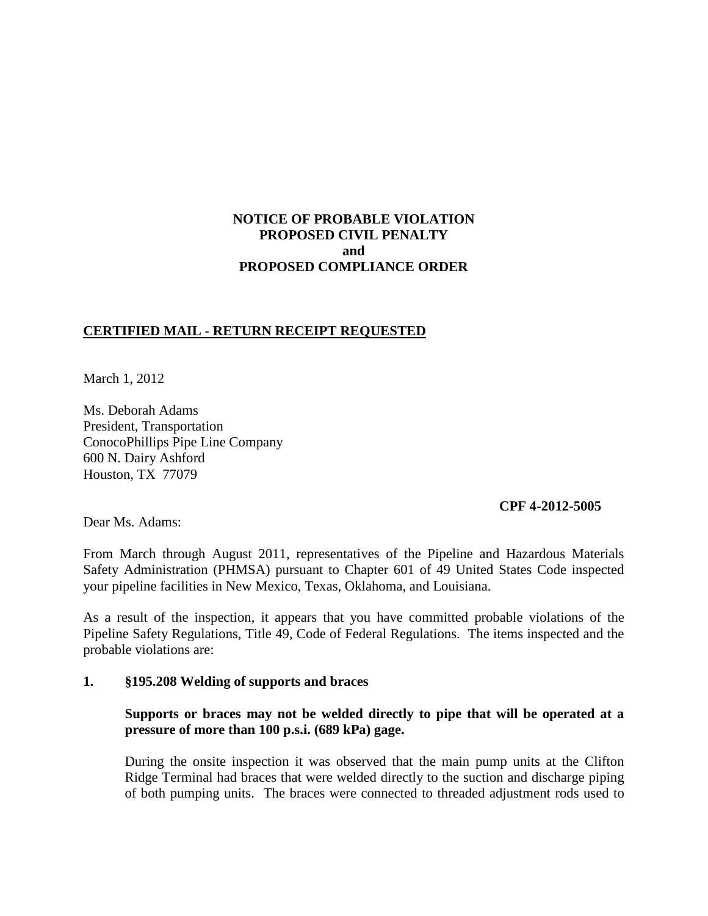**NOTICE OF PROBABLE VIOLATION**
**PROPOSED CIVIL PENALTY**
**and**
**PROPOSED COMPLIANCE ORDER**

**CERTIFIED MAIL - RETURN RECEIPT REQUESTED**

March 1, 2012

Ms. Deborah Adams
President, Transportation
ConocoPhillips Pipe Line Company
600 N. Dairy Ashford
Houston, TX 77079

**CPF 4-2012-5005**

Dear Ms. Adams:

From March through August 2011, representatives of the Pipeline and Hazardous Materials Safety Administration (PHMSA) pursuant to Chapter 601 of 49 United States Code inspected your pipeline facilities in New Mexico, Texas, Oklahoma, and Louisiana.

As a result of the inspection, it appears that you have committed probable violations of the Pipeline Safety Regulations, Title 49, Code of Federal Regulations. The items inspected and the probable violations are:

**1. §195.208 Welding of supports and braces**

**Supports or braces may not be welded directly to pipe that will be operated at a pressure of more than 100 p.s.i. (689 kPa) gage.**

During the onsite inspection it was observed that the main pump units at the Clifton Ridge Terminal had braces that were welded directly to the suction and discharge piping of both pumping units. The braces were connected to threaded adjustment rods used to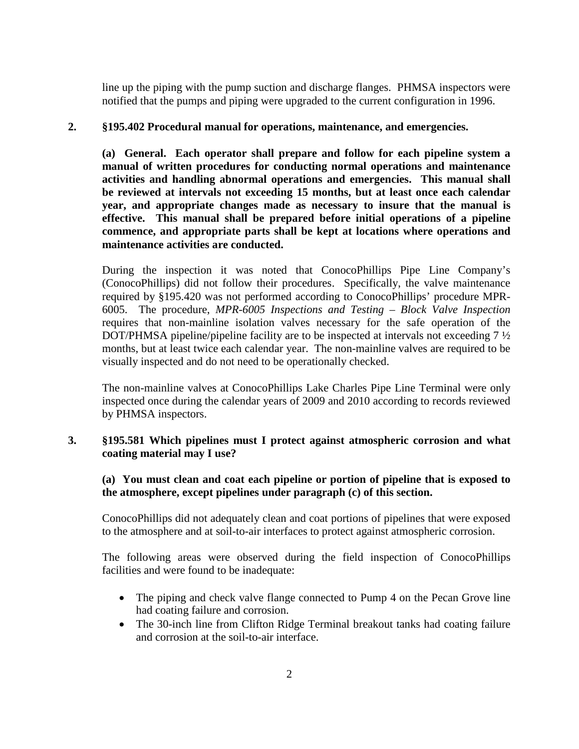line up the piping with the pump suction and discharge flanges. PHMSA inspectors were notified that the pumps and piping were upgraded to the current configuration in 1996.

**2. §195.402 Procedural manual for operations, maintenance, and emergencies.**

**(a) General. Each operator shall prepare and follow for each pipeline system a manual of written procedures for conducting normal operations and maintenance activities and handling abnormal operations and emergencies. This manual shall be reviewed at intervals not exceeding 15 months, but at least once each calendar year, and appropriate changes made as necessary to insure that the manual is effective. This manual shall be prepared before initial operations of a pipeline commence, and appropriate parts shall be kept at locations where operations and maintenance activities are conducted.**

During the inspection it was noted that ConocoPhillips Pipe Line Company's (ConocoPhillips) did not follow their procedures. Specifically, the valve maintenance required by §195.420 was not performed according to ConocoPhillips' procedure MPR-6005. The procedure, *MPR-6005 Inspections and Testing – Block Valve Inspection* requires that non-mainline isolation valves necessary for the safe operation of the DOT/PHMSA pipeline/pipeline facility are to be inspected at intervals not exceeding 7 ½ months, but at least twice each calendar year. The non-mainline valves are required to be visually inspected and do not need to be operationally checked.

The non-mainline valves at ConocoPhillips Lake Charles Pipe Line Terminal were only inspected once during the calendar years of 2009 and 2010 according to records reviewed by PHMSA inspectors.

**3. §195.581 Which pipelines must I protect against atmospheric corrosion and what coating material may I use?**

**(a) You must clean and coat each pipeline or portion of pipeline that is exposed to the atmosphere, except pipelines under paragraph (c) of this section.**

ConocoPhillips did not adequately clean and coat portions of pipelines that were exposed to the atmosphere and at soil-to-air interfaces to protect against atmospheric corrosion.

The following areas were observed during the field inspection of ConocoPhillips facilities and were found to be inadequate:

- The piping and check valve flange connected to Pump 4 on the Pecan Grove line had coating failure and corrosion.
- The 30-inch line from Clifton Ridge Terminal breakout tanks had coating failure and corrosion at the soil-to-air interface.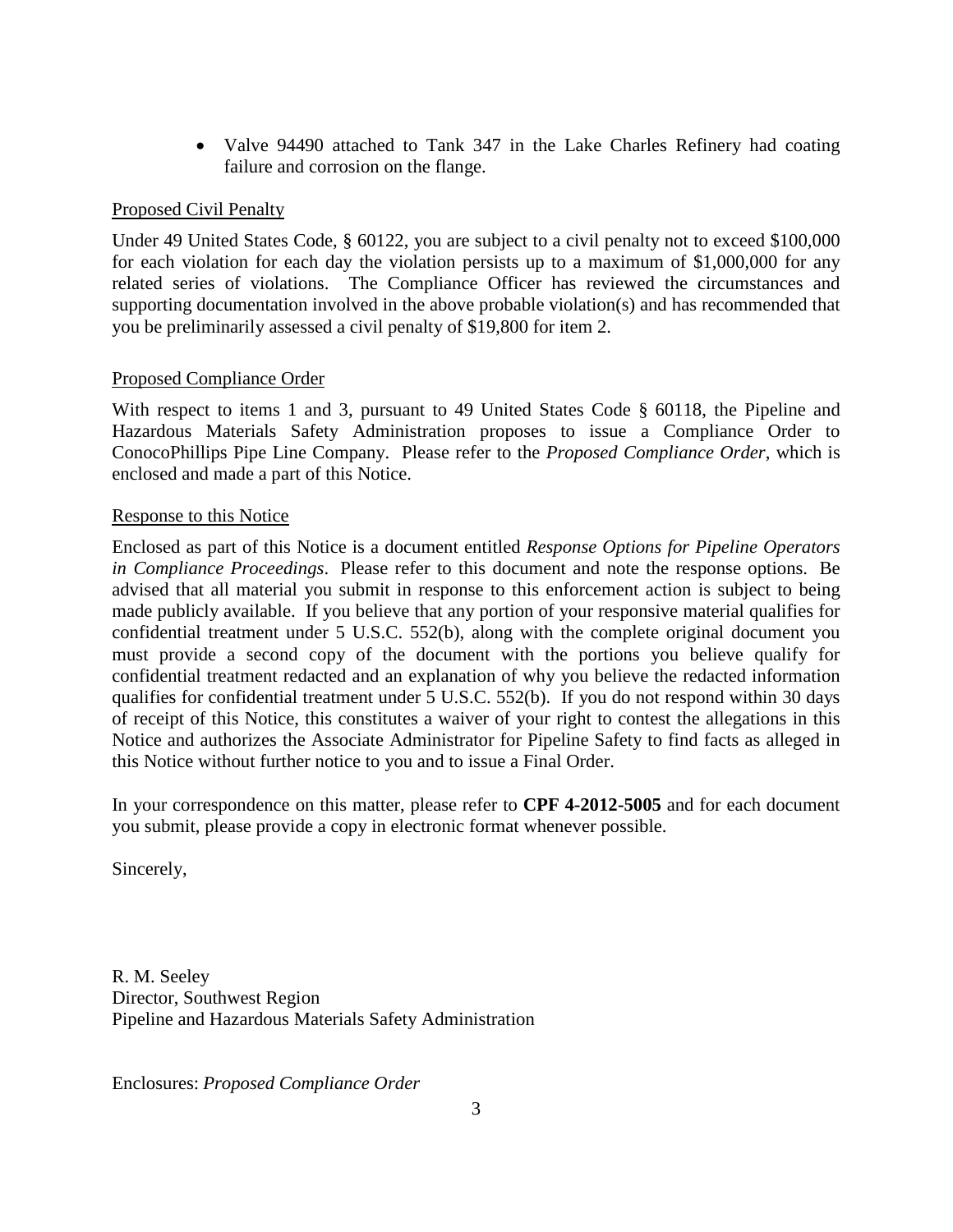- Valve 94490 attached to Tank 347 in the Lake Charles Refinery had coating failure and corrosion on the flange.

Proposed Civil Penalty

Under 49 United States Code, § 60122, you are subject to a civil penalty not to exceed $100,000 for each violation for each day the violation persists up to a maximum of $1,000,000 for any related series of violations. The Compliance Officer has reviewed the circumstances and supporting documentation involved in the above probable violation(s) and has recommended that you be preliminarily assessed a civil penalty of $19,800 for item 2.

Proposed Compliance Order

With respect to items 1 and 3, pursuant to 49 United States Code § 60118, the Pipeline and Hazardous Materials Safety Administration proposes to issue a Compliance Order to ConocoPhillips Pipe Line Company. Please refer to the *Proposed Compliance Order*, which is enclosed and made a part of this Notice.

Response to this Notice

Enclosed as part of this Notice is a document entitled *Response Options for Pipeline Operators in Compliance Proceedings*. Please refer to this document and note the response options. Be advised that all material you submit in response to this enforcement action is subject to being made publicly available. If you believe that any portion of your responsive material qualifies for confidential treatment under 5 U.S.C. 552(b), along with the complete original document you must provide a second copy of the document with the portions you believe qualify for confidential treatment redacted and an explanation of why you believe the redacted information qualifies for confidential treatment under 5 U.S.C. 552(b). If you do not respond within 30 days of receipt of this Notice, this constitutes a waiver of your right to contest the allegations in this Notice and authorizes the Associate Administrator for Pipeline Safety to find facts as alleged in this Notice without further notice to you and to issue a Final Order.

In your correspondence on this matter, please refer to **CPF 4-2012-5005** and for each document you submit, please provide a copy in electronic format whenever possible.

Sincerely,

R. M. Seeley
Director, Southwest Region
Pipeline and Hazardous Materials Safety Administration

Enclosures: *Proposed Compliance Order*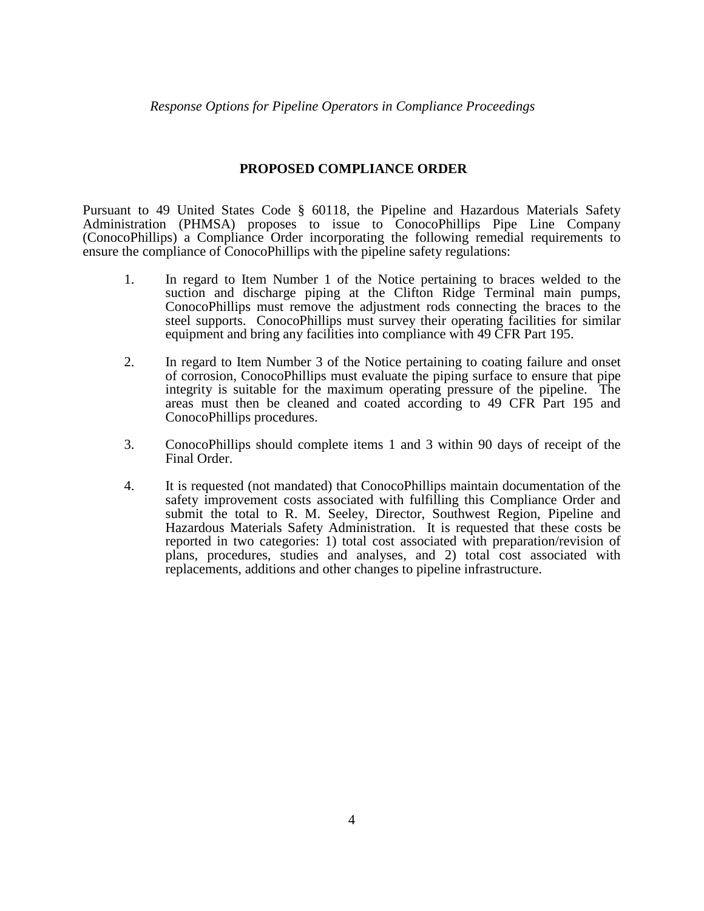*Response Options for Pipeline Operators in Compliance Proceedings*

**PROPOSED COMPLIANCE ORDER**

Pursuant to 49 United States Code § 60118, the Pipeline and Hazardous Materials Safety Administration (PHMSA) proposes to issue to ConocoPhillips Pipe Line Company (ConocoPhillips) a Compliance Order incorporating the following remedial requirements to ensure the compliance of ConocoPhillips with the pipeline safety regulations:

1. In regard to Item Number 1 of the Notice pertaining to braces welded to the suction and discharge piping at the Clifton Ridge Terminal main pumps, ConocoPhillips must remove the adjustment rods connecting the braces to the steel supports. ConocoPhillips must survey their operating facilities for similar equipment and bring any facilities into compliance with 49 CFR Part 195.

2. In regard to Item Number 3 of the Notice pertaining to coating failure and onset of corrosion, ConocoPhillips must evaluate the piping surface to ensure that pipe integrity is suitable for the maximum operating pressure of the pipeline. The areas must then be cleaned and coated according to 49 CFR Part 195 and ConocoPhillips procedures.

3. ConocoPhillips should complete items 1 and 3 within 90 days of receipt of the Final Order.

4. It is requested (not mandated) that ConocoPhillips maintain documentation of the safety improvement costs associated with fulfilling this Compliance Order and submit the total to R. M. Seeley, Director, Southwest Region, Pipeline and Hazardous Materials Safety Administration. It is requested that these costs be reported in two categories: 1) total cost associated with preparation/revision of plans, procedures, studies and analyses, and 2) total cost associated with replacements, additions and other changes to pipeline infrastructure.